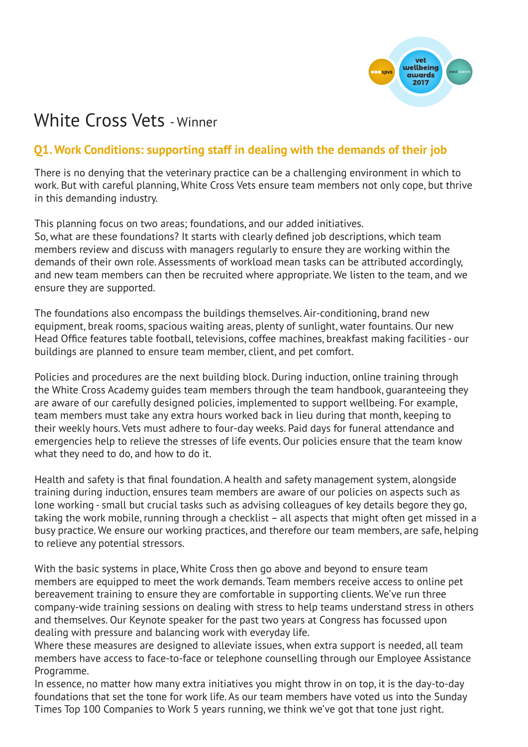# White Cross Vets - Winner

## Q1. Work Conditions: supporting staff in dealing with the demands of their job

There is no denying that the veterinary practice can be a challenging environment in which to work. But with careful planning, White Cross Vets ensure team members not only cope, but thrive in this demanding industry.

This planning focus on two areas; foundations, and our added initiatives.
So, what are these foundations? It starts with clearly defined job descriptions, which team members review and discuss with managers regularly to ensure they are working within the demands of their own role. Assessments of workload mean tasks can be attributed accordingly, and new team members can then be recruited where appropriate. We listen to the team, and we ensure they are supported.

The foundations also encompass the buildings themselves. Air-conditioning, brand new equipment, break rooms, spacious waiting areas, plenty of sunlight, water fountains. Our new Head Office features table football, televisions, coffee machines, breakfast making facilities - our buildings are planned to ensure team member, client, and pet comfort.

Policies and procedures are the next building block. During induction, online training through the White Cross Academy guides team members through the team handbook, guaranteeing they are aware of our carefully designed policies, implemented to support wellbeing. For example, team members must take any extra hours worked back in lieu during that month, keeping to their weekly hours. Vets must adhere to four-day weeks. Paid days for funeral attendance and emergencies help to relieve the stresses of life events. Our policies ensure that the team know what they need to do, and how to do it.

Health and safety is that final foundation. A health and safety management system, alongside training during induction, ensures team members are aware of our policies on aspects such as lone working - small but crucial tasks such as advising colleagues of key details begore they go, taking the work mobile, running through a checklist – all aspects that might often get missed in a busy practice. We ensure our working practices, and therefore our team members, are safe, helping to relieve any potential stressors.

With the basic systems in place, White Cross then go above and beyond to ensure team members are equipped to meet the work demands. Team members receive access to online pet bereavement training to ensure they are comfortable in supporting clients. We've run three company-wide training sessions on dealing with stress to help teams understand stress in others and themselves. Our Keynote speaker for the past two years at Congress has focussed upon dealing with pressure and balancing work with everyday life.
Where these measures are designed to alleviate issues, when extra support is needed, all team members have access to face-to-face or telephone counselling through our Employee Assistance Programme.
In essence, no matter how many extra initiatives you might throw in on top, it is the day-to-day foundations that set the tone for work life. As our team members have voted us into the Sunday Times Top 100 Companies to Work 5 years running, we think we've got that tone just right.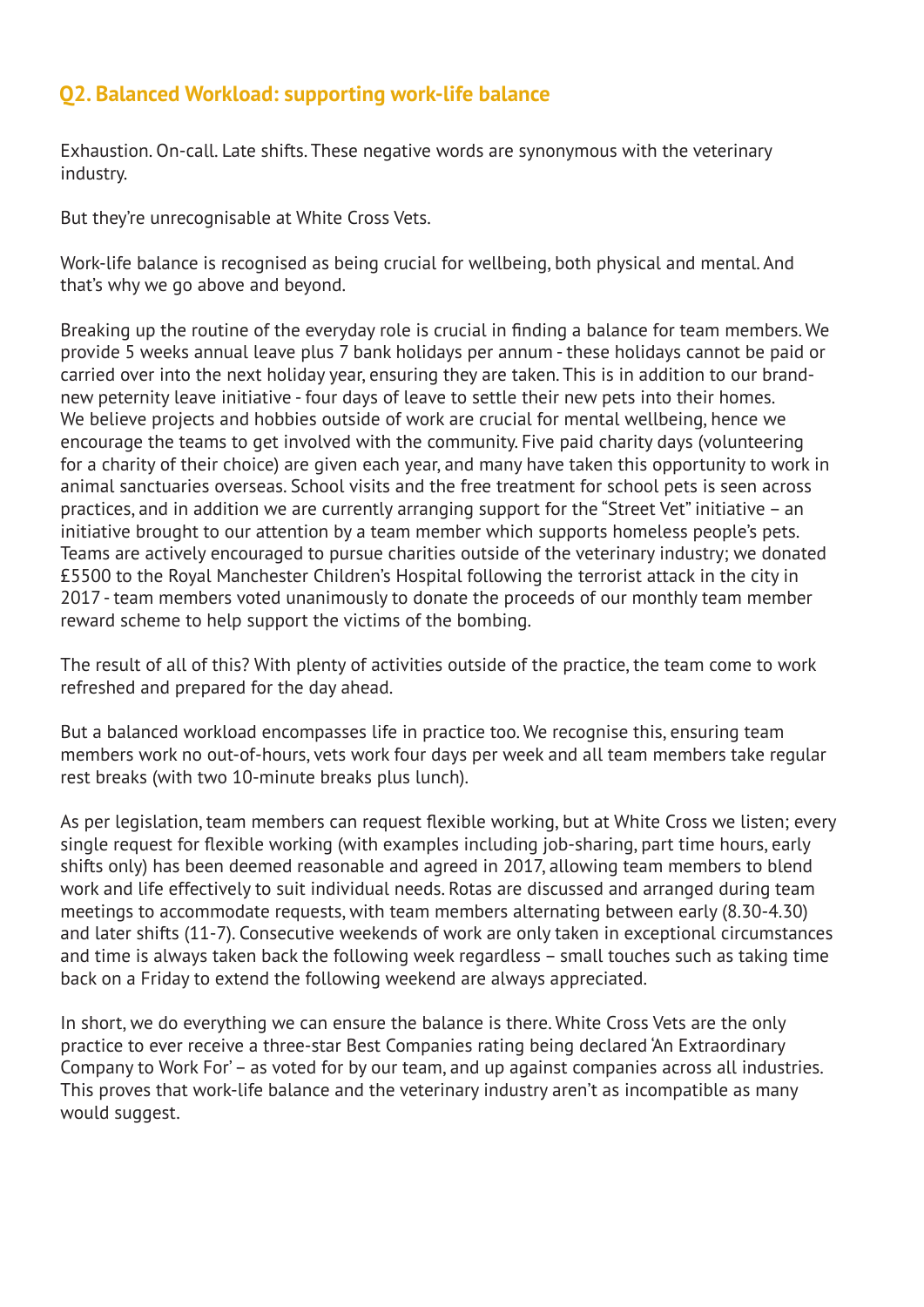## Q2. Balanced Workload: supporting work-life balance

Exhaustion. On-call. Late shifts. These negative words are synonymous with the veterinary industry.

But they're unrecognisable at White Cross Vets.

Work-life balance is recognised as being crucial for wellbeing, both physical and mental. And that's why we go above and beyond.

Breaking up the routine of the everyday role is crucial in finding a balance for team members. We provide 5 weeks annual leave plus 7 bank holidays per annum - these holidays cannot be paid or carried over into the next holiday year, ensuring they are taken. This is in addition to our brand-new peternity leave initiative - four days of leave to settle their new pets into their homes. We believe projects and hobbies outside of work are crucial for mental wellbeing, hence we encourage the teams to get involved with the community. Five paid charity days (volunteering for a charity of their choice) are given each year, and many have taken this opportunity to work in animal sanctuaries overseas. School visits and the free treatment for school pets is seen across practices, and in addition we are currently arranging support for the "Street Vet" initiative – an initiative brought to our attention by a team member which supports homeless people's pets. Teams are actively encouraged to pursue charities outside of the veterinary industry; we donated £5500 to the Royal Manchester Children's Hospital following the terrorist attack in the city in 2017 - team members voted unanimously to donate the proceeds of our monthly team member reward scheme to help support the victims of the bombing.

The result of all of this? With plenty of activities outside of the practice, the team come to work refreshed and prepared for the day ahead.

But a balanced workload encompasses life in practice too. We recognise this, ensuring team members work no out-of-hours, vets work four days per week and all team members take regular rest breaks (with two 10-minute breaks plus lunch).

As per legislation, team members can request flexible working, but at White Cross we listen; every single request for flexible working (with examples including job-sharing, part time hours, early shifts only) has been deemed reasonable and agreed in 2017, allowing team members to blend work and life effectively to suit individual needs. Rotas are discussed and arranged during team meetings to accommodate requests, with team members alternating between early (8.30-4.30) and later shifts (11-7). Consecutive weekends of work are only taken in exceptional circumstances and time is always taken back the following week regardless – small touches such as taking time back on a Friday to extend the following weekend are always appreciated.

In short, we do everything we can ensure the balance is there. White Cross Vets are the only practice to ever receive a three-star Best Companies rating being declared 'An Extraordinary Company to Work For' – as voted for by our team, and up against companies across all industries. This proves that work-life balance and the veterinary industry aren't as incompatible as many would suggest.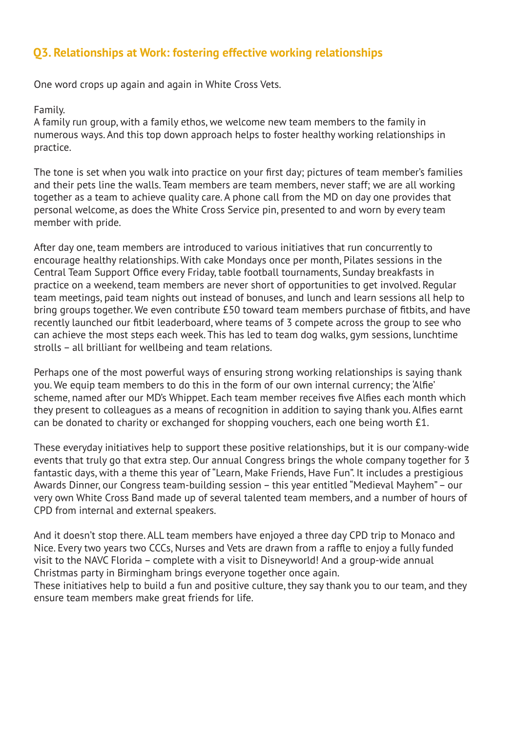## Q3. Relationships at Work: fostering effective working relationships

One word crops up again and again in White Cross Vets.

Family.
A family run group, with a family ethos, we welcome new team members to the family in numerous ways. And this top down approach helps to foster healthy working relationships in practice.

The tone is set when you walk into practice on your first day; pictures of team member's families and their pets line the walls. Team members are team members, never staff; we are all working together as a team to achieve quality care. A phone call from the MD on day one provides that personal welcome, as does the White Cross Service pin, presented to and worn by every team member with pride.

After day one, team members are introduced to various initiatives that run concurrently to encourage healthy relationships. With cake Mondays once per month, Pilates sessions in the Central Team Support Office every Friday, table football tournaments, Sunday breakfasts in practice on a weekend, team members are never short of opportunities to get involved. Regular team meetings, paid team nights out instead of bonuses, and lunch and learn sessions all help to bring groups together. We even contribute £50 toward team members purchase of fitbits, and have recently launched our fitbit leaderboard, where teams of 3 compete across the group to see who can achieve the most steps each week. This has led to team dog walks, gym sessions, lunchtime strolls – all brilliant for wellbeing and team relations.

Perhaps one of the most powerful ways of ensuring strong working relationships is saying thank you. We equip team members to do this in the form of our own internal currency; the 'Alfie' scheme, named after our MD's Whippet. Each team member receives five Alfies each month which they present to colleagues as a means of recognition in addition to saying thank you. Alfies earnt can be donated to charity or exchanged for shopping vouchers, each one being worth £1.

These everyday initiatives help to support these positive relationships, but it is our company-wide events that truly go that extra step. Our annual Congress brings the whole company together for 3 fantastic days, with a theme this year of "Learn, Make Friends, Have Fun". It includes a prestigious Awards Dinner, our Congress team-building session – this year entitled "Medieval Mayhem" – our very own White Cross Band made up of several talented team members, and a number of hours of CPD from internal and external speakers.

And it doesn't stop there. ALL team members have enjoyed a three day CPD trip to Monaco and Nice. Every two years two CCCs, Nurses and Vets are drawn from a raffle to enjoy a fully funded visit to the NAVC Florida – complete with a visit to Disneyworld! And a group-wide annual Christmas party in Birmingham brings everyone together once again.
These initiatives help to build a fun and positive culture, they say thank you to our team, and they ensure team members make great friends for life.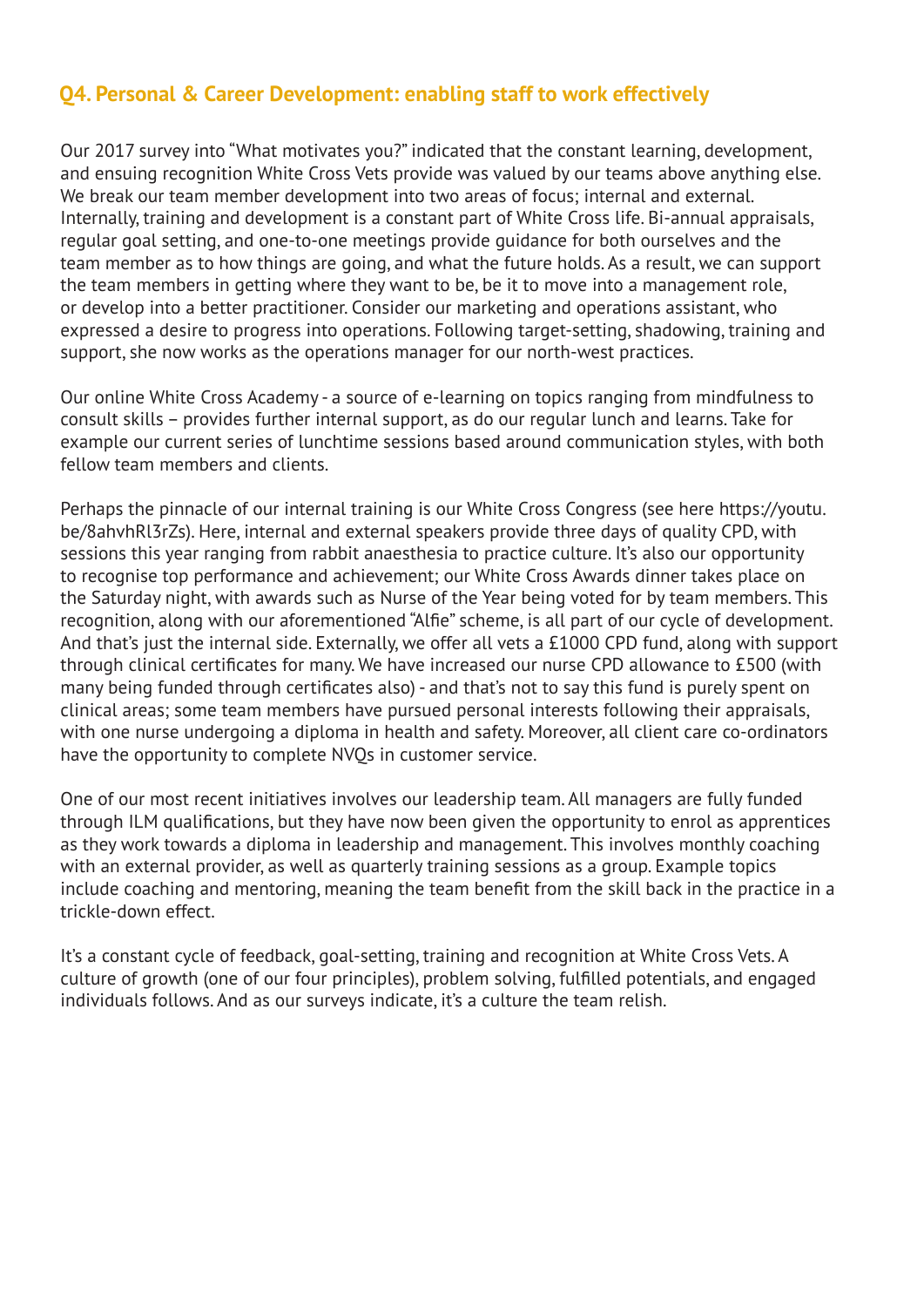## Q4. Personal & Career Development: enabling staff to work effectively

Our 2017 survey into "What motivates you?" indicated that the constant learning, development, and ensuing recognition White Cross Vets provide was valued by our teams above anything else. We break our team member development into two areas of focus; internal and external. Internally, training and development is a constant part of White Cross life. Bi-annual appraisals, regular goal setting, and one-to-one meetings provide guidance for both ourselves and the team member as to how things are going, and what the future holds. As a result, we can support the team members in getting where they want to be, be it to move into a management role, or develop into a better practitioner. Consider our marketing and operations assistant, who expressed a desire to progress into operations. Following target-setting, shadowing, training and support, she now works as the operations manager for our north-west practices.

Our online White Cross Academy - a source of e-learning on topics ranging from mindfulness to consult skills – provides further internal support, as do our regular lunch and learns. Take for example our current series of lunchtime sessions based around communication styles, with both fellow team members and clients.

Perhaps the pinnacle of our internal training is our White Cross Congress (see here https://youtu.be/8ahvhRl3rZs). Here, internal and external speakers provide three days of quality CPD, with sessions this year ranging from rabbit anaesthesia to practice culture. It's also our opportunity to recognise top performance and achievement; our White Cross Awards dinner takes place on the Saturday night, with awards such as Nurse of the Year being voted for by team members. This recognition, along with our aforementioned "Alfie" scheme, is all part of our cycle of development. And that's just the internal side. Externally, we offer all vets a £1000 CPD fund, along with support through clinical certificates for many. We have increased our nurse CPD allowance to £500 (with many being funded through certificates also) - and that's not to say this fund is purely spent on clinical areas; some team members have pursued personal interests following their appraisals, with one nurse undergoing a diploma in health and safety. Moreover, all client care co-ordinators have the opportunity to complete NVQs in customer service.

One of our most recent initiatives involves our leadership team. All managers are fully funded through ILM qualifications, but they have now been given the opportunity to enrol as apprentices as they work towards a diploma in leadership and management. This involves monthly coaching with an external provider, as well as quarterly training sessions as a group. Example topics include coaching and mentoring, meaning the team benefit from the skill back in the practice in a trickle-down effect.

It's a constant cycle of feedback, goal-setting, training and recognition at White Cross Vets. A culture of growth (one of our four principles), problem solving, fulfilled potentials, and engaged individuals follows. And as our surveys indicate, it's a culture the team relish.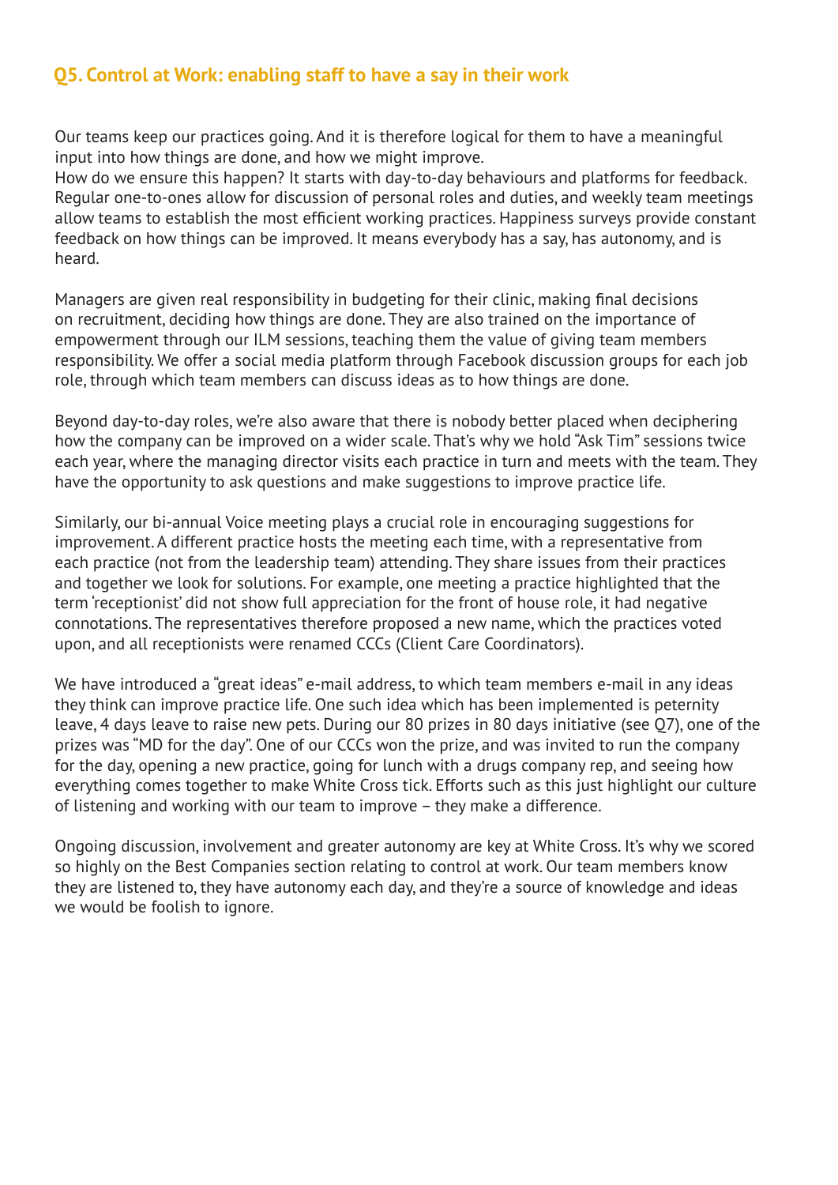## Q5. Control at Work: enabling staff to have a say in their work

Our teams keep our practices going. And it is therefore logical for them to have a meaningful input into how things are done, and how we might improve.
How do we ensure this happen? It starts with day-to-day behaviours and platforms for feedback. Regular one-to-ones allow for discussion of personal roles and duties, and weekly team meetings allow teams to establish the most efficient working practices. Happiness surveys provide constant feedback on how things can be improved. It means everybody has a say, has autonomy, and is heard.

Managers are given real responsibility in budgeting for their clinic, making final decisions on recruitment, deciding how things are done. They are also trained on the importance of empowerment through our ILM sessions, teaching them the value of giving team members responsibility. We offer a social media platform through Facebook discussion groups for each job role, through which team members can discuss ideas as to how things are done.

Beyond day-to-day roles, we're also aware that there is nobody better placed when deciphering how the company can be improved on a wider scale. That's why we hold "Ask Tim" sessions twice each year, where the managing director visits each practice in turn and meets with the team. They have the opportunity to ask questions and make suggestions to improve practice life.

Similarly, our bi-annual Voice meeting plays a crucial role in encouraging suggestions for improvement. A different practice hosts the meeting each time, with a representative from each practice (not from the leadership team) attending. They share issues from their practices and together we look for solutions. For example, one meeting a practice highlighted that the term 'receptionist' did not show full appreciation for the front of house role, it had negative connotations. The representatives therefore proposed a new name, which the practices voted upon, and all receptionists were renamed CCCs (Client Care Coordinators).

We have introduced a "great ideas" e-mail address, to which team members e-mail in any ideas they think can improve practice life. One such idea which has been implemented is peternity leave, 4 days leave to raise new pets. During our 80 prizes in 80 days initiative (see Q7), one of the prizes was "MD for the day". One of our CCCs won the prize, and was invited to run the company for the day, opening a new practice, going for lunch with a drugs company rep, and seeing how everything comes together to make White Cross tick. Efforts such as this just highlight our culture of listening and working with our team to improve – they make a difference.

Ongoing discussion, involvement and greater autonomy are key at White Cross. It's why we scored so highly on the Best Companies section relating to control at work. Our team members know they are listened to, they have autonomy each day, and they're a source of knowledge and ideas we would be foolish to ignore.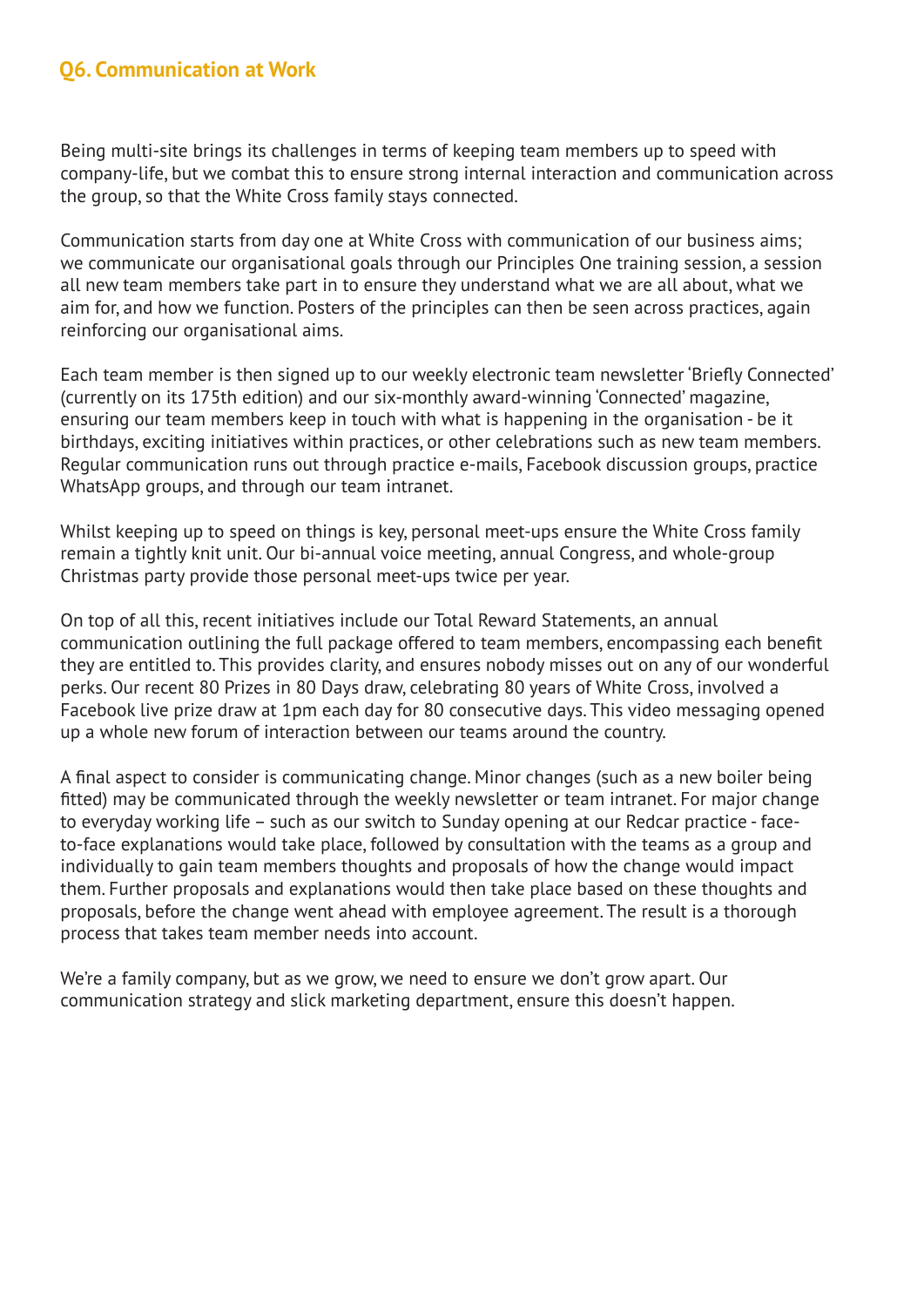## Q6. Communication at Work

Being multi-site brings its challenges in terms of keeping team members up to speed with company-life, but we combat this to ensure strong internal interaction and communication across the group, so that the White Cross family stays connected.

Communication starts from day one at White Cross with communication of our business aims; we communicate our organisational goals through our Principles One training session, a session all new team members take part in to ensure they understand what we are all about, what we aim for, and how we function. Posters of the principles can then be seen across practices, again reinforcing our organisational aims.

Each team member is then signed up to our weekly electronic team newsletter 'Briefly Connected' (currently on its 175th edition) and our six-monthly award-winning 'Connected' magazine, ensuring our team members keep in touch with what is happening in the organisation - be it birthdays, exciting initiatives within practices, or other celebrations such as new team members. Regular communication runs out through practice e-mails, Facebook discussion groups, practice WhatsApp groups, and through our team intranet.

Whilst keeping up to speed on things is key, personal meet-ups ensure the White Cross family remain a tightly knit unit. Our bi-annual voice meeting, annual Congress, and whole-group Christmas party provide those personal meet-ups twice per year.

On top of all this, recent initiatives include our Total Reward Statements, an annual communication outlining the full package offered to team members, encompassing each benefit they are entitled to. This provides clarity, and ensures nobody misses out on any of our wonderful perks. Our recent 80 Prizes in 80 Days draw, celebrating 80 years of White Cross, involved a Facebook live prize draw at 1pm each day for 80 consecutive days. This video messaging opened up a whole new forum of interaction between our teams around the country.

A final aspect to consider is communicating change. Minor changes (such as a new boiler being fitted) may be communicated through the weekly newsletter or team intranet. For major change to everyday working life – such as our switch to Sunday opening at our Redcar practice - face-to-face explanations would take place, followed by consultation with the teams as a group and individually to gain team members thoughts and proposals of how the change would impact them. Further proposals and explanations would then take place based on these thoughts and proposals, before the change went ahead with employee agreement. The result is a thorough process that takes team member needs into account.

We're a family company, but as we grow, we need to ensure we don't grow apart. Our communication strategy and slick marketing department, ensure this doesn't happen.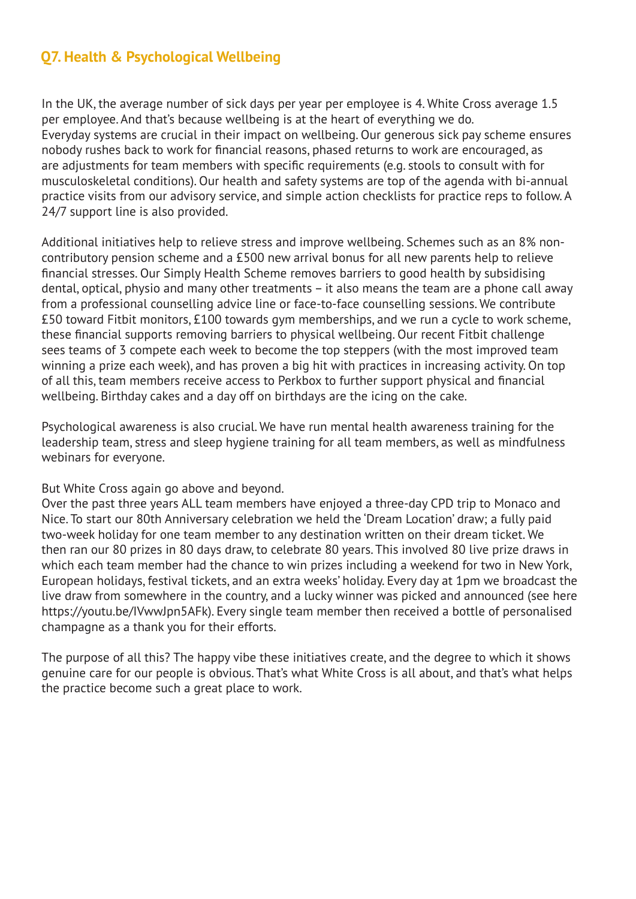## Q7. Health & Psychological Wellbeing

In the UK, the average number of sick days per year per employee is 4. White Cross average 1.5 per employee. And that's because wellbeing is at the heart of everything we do.
Everyday systems are crucial in their impact on wellbeing. Our generous sick pay scheme ensures nobody rushes back to work for financial reasons, phased returns to work are encouraged, as are adjustments for team members with specific requirements (e.g. stools to consult with for musculoskeletal conditions). Our health and safety systems are top of the agenda with bi-annual practice visits from our advisory service, and simple action checklists for practice reps to follow. A 24/7 support line is also provided.

Additional initiatives help to relieve stress and improve wellbeing. Schemes such as an 8% non-contributory pension scheme and a £500 new arrival bonus for all new parents help to relieve financial stresses. Our Simply Health Scheme removes barriers to good health by subsidising dental, optical, physio and many other treatments – it also means the team are a phone call away from a professional counselling advice line or face-to-face counselling sessions. We contribute £50 toward Fitbit monitors, £100 towards gym memberships, and we run a cycle to work scheme, these financial supports removing barriers to physical wellbeing. Our recent Fitbit challenge sees teams of 3 compete each week to become the top steppers (with the most improved team winning a prize each week), and has proven a big hit with practices in increasing activity. On top of all this, team members receive access to Perkbox to further support physical and financial wellbeing. Birthday cakes and a day off on birthdays are the icing on the cake.

Psychological awareness is also crucial. We have run mental health awareness training for the leadership team, stress and sleep hygiene training for all team members, as well as mindfulness webinars for everyone.

But White Cross again go above and beyond.
Over the past three years ALL team members have enjoyed a three-day CPD trip to Monaco and Nice. To start our 80th Anniversary celebration we held the 'Dream Location' draw; a fully paid two-week holiday for one team member to any destination written on their dream ticket. We then ran our 80 prizes in 80 days draw, to celebrate 80 years. This involved 80 live prize draws in which each team member had the chance to win prizes including a weekend for two in New York, European holidays, festival tickets, and an extra weeks' holiday. Every day at 1pm we broadcast the live draw from somewhere in the country, and a lucky winner was picked and announced (see here https://youtu.be/IVwwJpn5AFk). Every single team member then received a bottle of personalised champagne as a thank you for their efforts.

The purpose of all this? The happy vibe these initiatives create, and the degree to which it shows genuine care for our people is obvious. That's what White Cross is all about, and that's what helps the practice become such a great place to work.